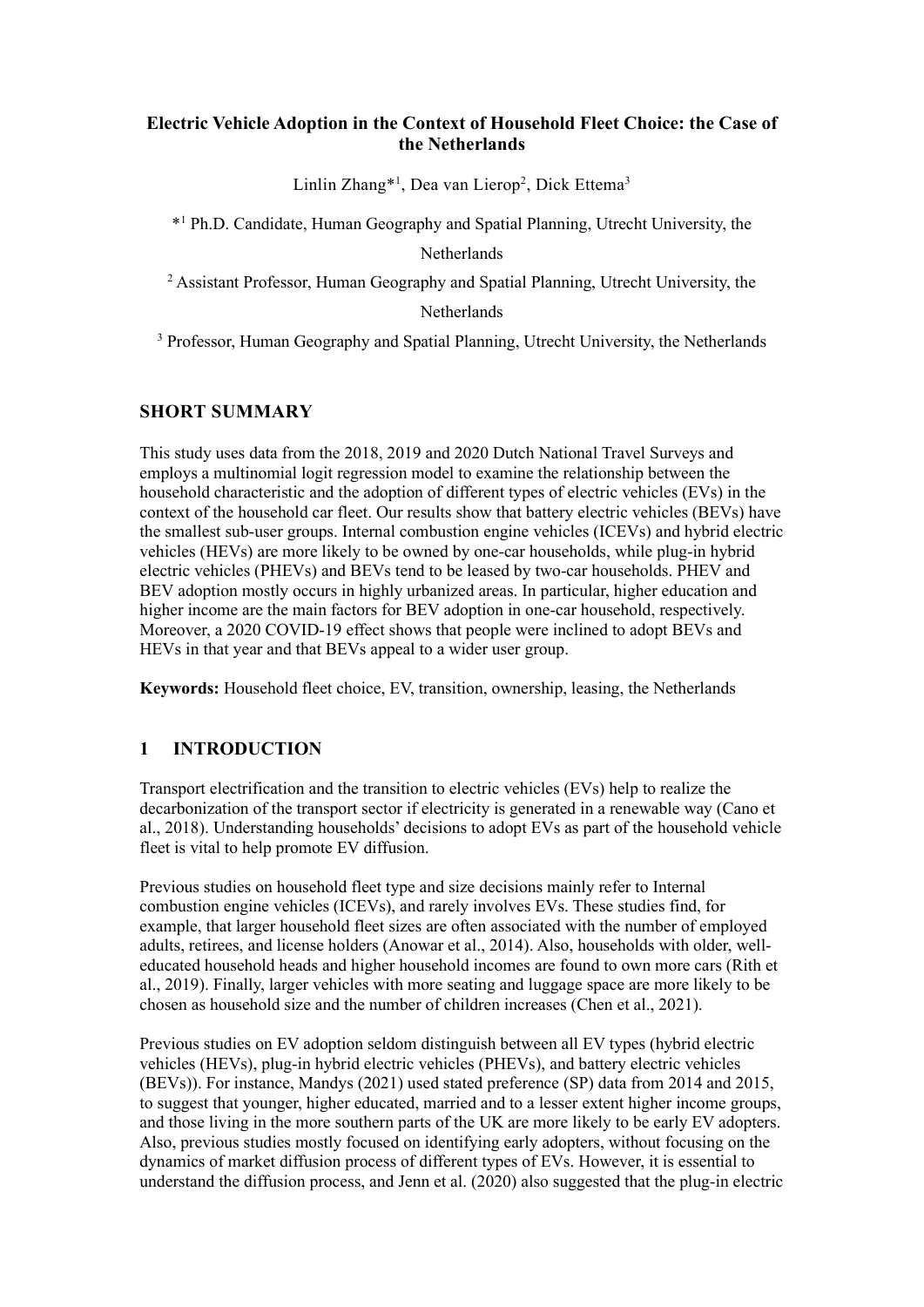# Electric Vehicle Adoption in the Context of Household Fleet Choice: the Case of the Netherlands

Linlin Zhang*[1], Dea van Lierop[2], Dick Ettema[3]

*[1] Ph.D. Candidate, Human Geography and Spatial Planning, Utrecht University, the Netherlands

[2] Assistant Professor, Human Geography and Spatial Planning, Utrecht University, the Netherlands

[3] Professor, Human Geography and Spatial Planning, Utrecht University, the Netherlands

## SHORT SUMMARY

This study uses data from the 2018, 2019 and 2020 Dutch National Travel Surveys and employs a multinomial logit regression model to examine the relationship between the household characteristic and the adoption of different types of electric vehicles (EVs) in the context of the household car fleet. Our results show that battery electric vehicles (BEVs) have the smallest sub-user groups. Internal combustion engine vehicles (ICEVs) and hybrid electric vehicles (HEVs) are more likely to be owned by one-car households, while plug-in hybrid electric vehicles (PHEVs) and BEVs tend to be leased by two-car households. PHEV and BEV adoption mostly occurs in highly urbanized areas. In particular, higher education and higher income are the main factors for BEV adoption in one-car household, respectively. Moreover, a 2020 COVID-19 effect shows that people were inclined to adopt BEVs and HEVs in that year and that BEVs appeal to a wider user group.

**Keywords:** Household fleet choice, EV, transition, ownership, leasing, the Netherlands

## 1 INTRODUCTION

Transport electrification and the transition to electric vehicles (EVs) help to realize the decarbonization of the transport sector if electricity is generated in a renewable way (Cano et al., 2018). Understanding households' decisions to adopt EVs as part of the household vehicle fleet is vital to help promote EV diffusion.

Previous studies on household fleet type and size decisions mainly refer to Internal combustion engine vehicles (ICEVs), and rarely involves EVs. These studies find, for example, that larger household fleet sizes are often associated with the number of employed adults, retirees, and license holders (Anowar et al., 2014). Also, households with older, well-educated household heads and higher household incomes are found to own more cars (Rith et al., 2019). Finally, larger vehicles with more seating and luggage space are more likely to be chosen as household size and the number of children increases (Chen et al., 2021).

Previous studies on EV adoption seldom distinguish between all EV types (hybrid electric vehicles (HEVs), plug-in hybrid electric vehicles (PHEVs), and battery electric vehicles (BEVs)). For instance, Mandys (2021) used stated preference (SP) data from 2014 and 2015, to suggest that younger, higher educated, married and to a lesser extent higher income groups, and those living in the more southern parts of the UK are more likely to be early EV adopters. Also, previous studies mostly focused on identifying early adopters, without focusing on the dynamics of market diffusion process of different types of EVs. However, it is essential to understand the diffusion process, and Jenn et al. (2020) also suggested that the plug-in electric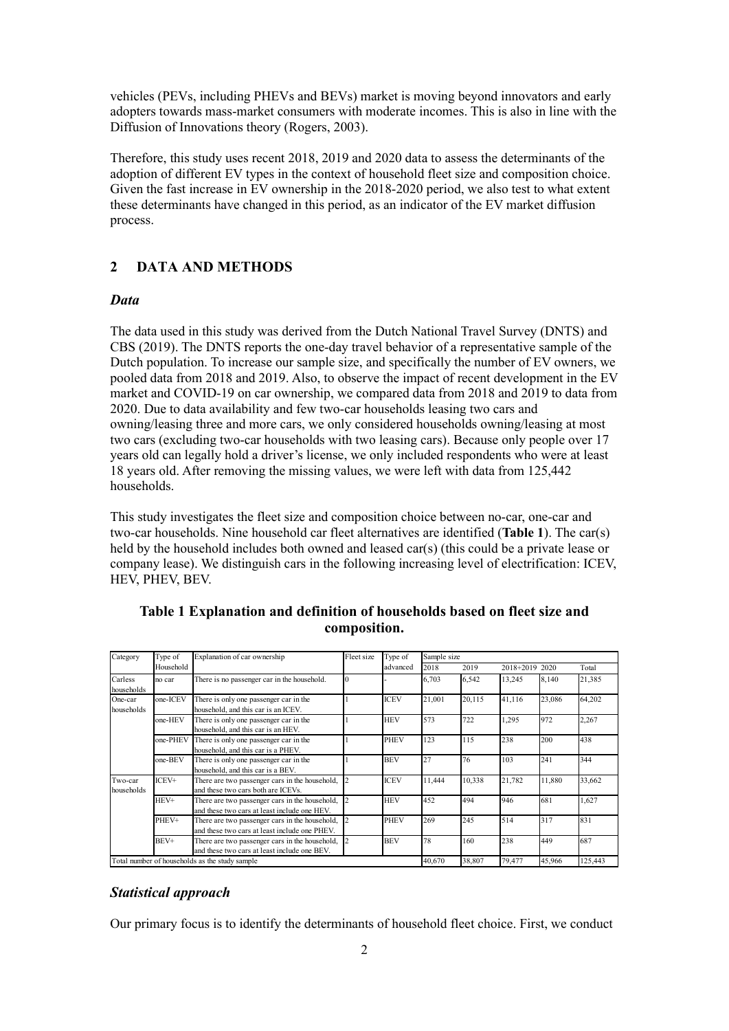vehicles (PEVs, including PHEVs and BEVs) market is moving beyond innovators and early adopters towards mass-market consumers with moderate incomes. This is also in line with the Diffusion of Innovations theory (Rogers, 2003).

Therefore, this study uses recent 2018, 2019 and 2020 data to assess the determinants of the adoption of different EV types in the context of household fleet size and composition choice. Given the fast increase in EV ownership in the 2018-2020 period, we also test to what extent these determinants have changed in this period, as an indicator of the EV market diffusion process.

## 2 DATA AND METHODS

### *Data*

The data used in this study was derived from the Dutch National Travel Survey (DNTS) and CBS (2019). The DNTS reports the one-day travel behavior of a representative sample of the Dutch population. To increase our sample size, and specifically the number of EV owners, we pooled data from 2018 and 2019. Also, to observe the impact of recent development in the EV market and COVID-19 on car ownership, we compared data from 2018 and 2019 to data from 2020. Due to data availability and few two-car households leasing two cars and owning/leasing three and more cars, we only considered households owning/leasing at most two cars (excluding two-car households with two leasing cars). Because only people over 17 years old can legally hold a driver's license, we only included respondents who were at least 18 years old. After removing the missing values, we were left with data from 125,442 households.

This study investigates the fleet size and composition choice between no-car, one-car and two-car households. Nine household car fleet alternatives are identified (**Table 1**). The car(s) held by the household includes both owned and leased car(s) (this could be a private lease or company lease). We distinguish cars in the following increasing level of electrification: ICEV, HEV, PHEV, BEV.

**Table 1 Explanation and definition of households based on fleet size and composition.**

| Category | Type of Household | Explanation of car ownership | Fleet size | Type of advanced | Sample size | | | | |
|---|---|---|---|---|---|---|---|---|---|
| | | | | | 2018 | 2019 | 2018+2019 | 2020 | Total |
| Carless households | no car | There is no passenger car in the household. | 0 | - | 6,703 | 6,542 | 13,245 | 8,140 | 21,385 |
| One-car households | one-ICEV | There is only one passenger car in the household, and this car is an ICEV. | 1 | ICEV | 21,001 | 20,115 | 41,116 | 23,086 | 64,202 |
| | one-HEV | There is only one passenger car in the household, and this car is an HEV. | 1 | HEV | 573 | 722 | 1,295 | 972 | 2,267 |
| | one-PHEV | There is only one passenger car in the household, and this car is a PHEV. | 1 | PHEV | 123 | 115 | 238 | 200 | 438 |
| | one-BEV | There is only one passenger car in the household, and this car is a BEV. | 1 | BEV | 27 | 76 | 103 | 241 | 344 |
| Two-car households | ICEV+ | There are two passenger cars in the household, and these two cars both are ICEVs. | 2 | ICEV | 11,444 | 10,338 | 21,782 | 11,880 | 33,662 |
| | HEV+ | There are two passenger cars in the household, and these two cars at least include one HEV. | 2 | HEV | 452 | 494 | 946 | 681 | 1,627 |
| | PHEV+ | There are two passenger cars in the household, and these two cars at least include one PHEV. | 2 | PHEV | 269 | 245 | 514 | 317 | 831 |
| | BEV+ | There are two passenger cars in the household, and these two cars at least include one BEV. | 2 | BEV | 78 | 160 | 238 | 449 | 687 |
| Total number of households as the study sample | | | | | 40,670 | 38,807 | 79,477 | 45,966 | 125,443 |

### *Statistical approach*

Our primary focus is to identify the determinants of household fleet choice. First, we conduct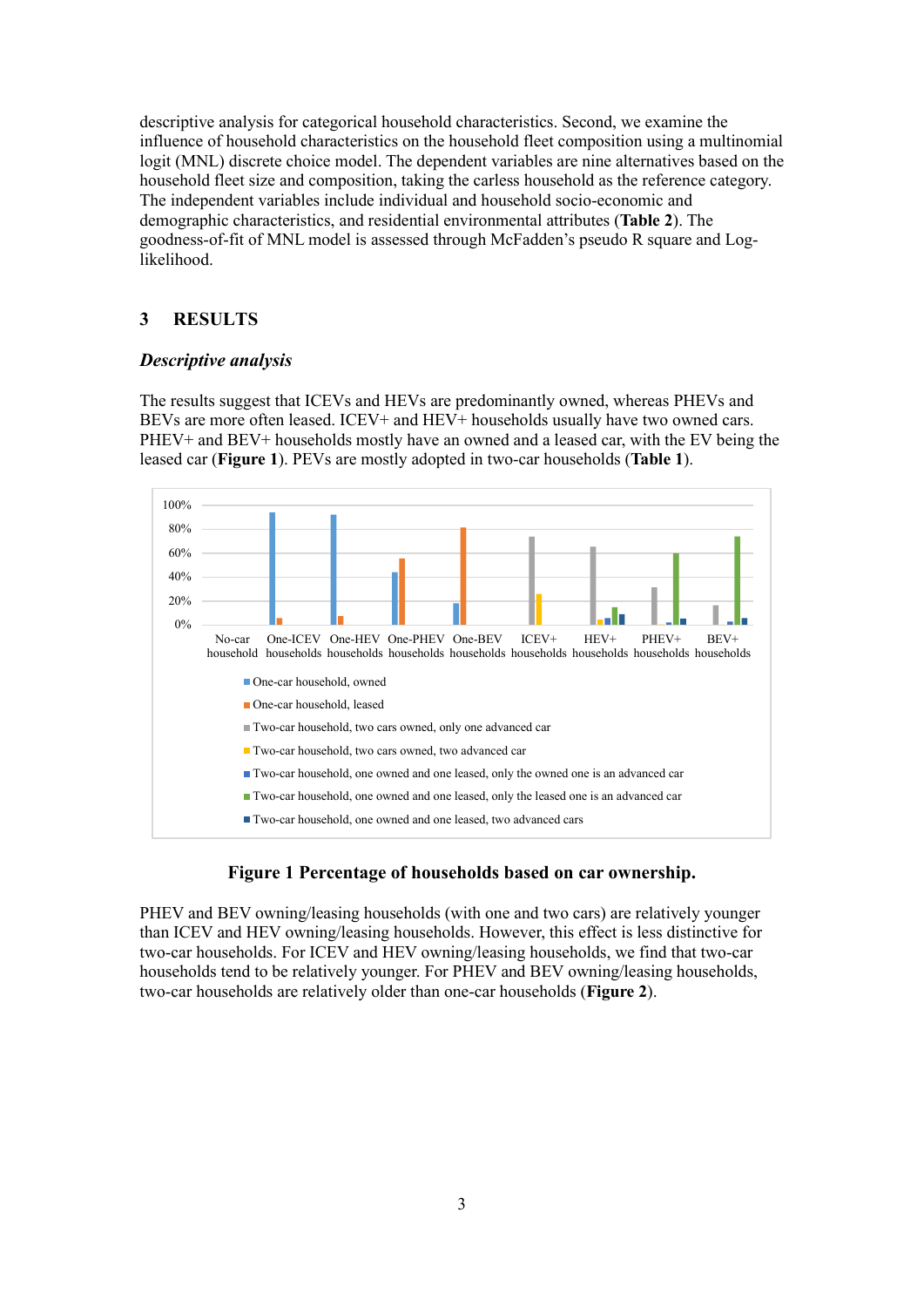descriptive analysis for categorical household characteristics. Second, we examine the influence of household characteristics on the household fleet composition using a multinomial logit (MNL) discrete choice model. The dependent variables are nine alternatives based on the household fleet size and composition, taking the carless household as the reference category. The independent variables include individual and household socio-economic and demographic characteristics, and residential environmental attributes (**Table 2**). The goodness-of-fit of MNL model is assessed through McFadden's pseudo R square and Log-likelihood.

## 3 RESULTS

### *Descriptive analysis*

The results suggest that ICEVs and HEVs are predominantly owned, whereas PHEVs and BEVs are more often leased. ICEV+ and HEV+ households usually have two owned cars. PHEV+ and BEV+ households mostly have an owned and a leased car, with the EV being the leased car (**Figure 1**). PEVs are mostly adopted in two-car households (**Table 1**).

**Figure 1 Percentage of households based on car ownership.**

PHEV and BEV owning/leasing households (with one and two cars) are relatively younger than ICEV and HEV owning/leasing households. However, this effect is less distinctive for two-car households. For ICEV and HEV owning/leasing households, we find that two-car households tend to be relatively younger. For PHEV and BEV owning/leasing households, two-car households are relatively older than one-car households (**Figure 2**).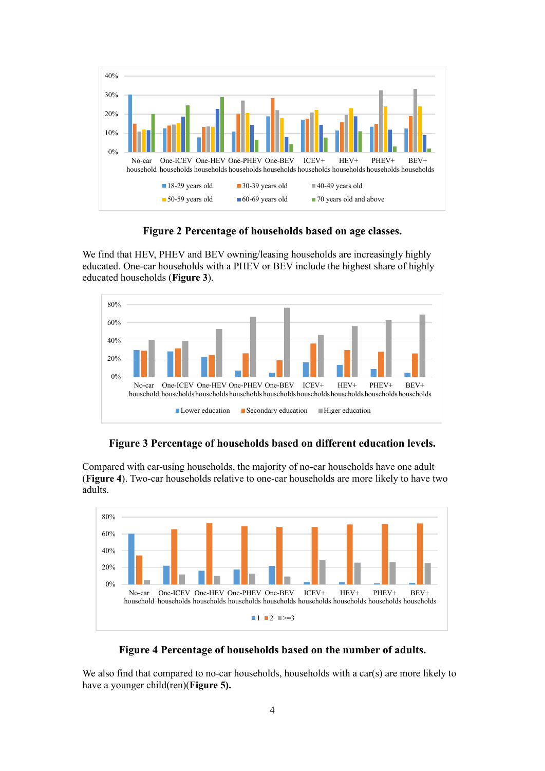**Figure 2 Percentage of households based on age classes.**

We find that HEV, PHEV and BEV owning/leasing households are increasingly highly educated. One-car households with a PHEV or BEV include the highest share of highly educated households (**Figure 3**).

**Figure 3 Percentage of households based on different education levels.**

Compared with car-using households, the majority of no-car households have one adult (**Figure 4**). Two-car households relative to one-car households are more likely to have two adults.

**Figure 4 Percentage of households based on the number of adults.**

We also find that compared to no-car households, households with a car(s) are more likely to have a younger child(ren)(**Figure 5).**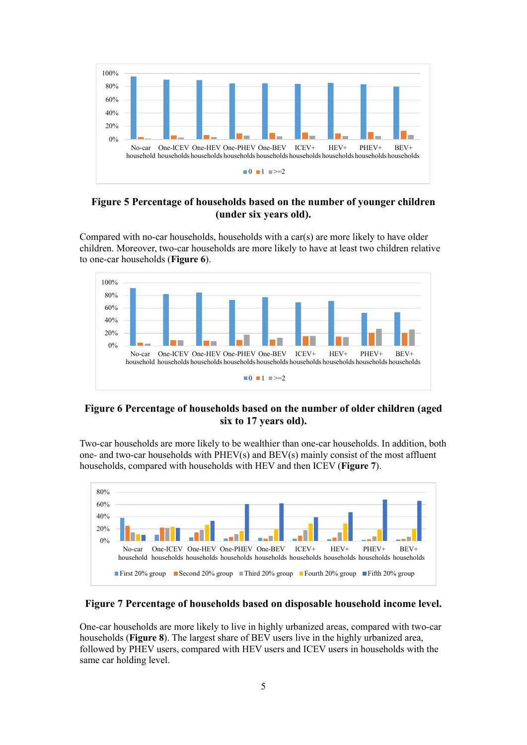**Figure 5 Percentage of households based on the number of younger children (under six years old).**

Compared with no-car households, households with a car(s) are more likely to have older children. Moreover, two-car households are more likely to have at least two children relative to one-car households (**Figure 6**).

**Figure 6 Percentage of households based on the number of older children (aged six to 17 years old).**

Two-car households are more likely to be wealthier than one-car households. In addition, both one- and two-car households with PHEV(s) and BEV(s) mainly consist of the most affluent households, compared with households with HEV and then ICEV (**Figure 7**).

**Figure 7 Percentage of households based on disposable household income level.**

One-car households are more likely to live in highly urbanized areas, compared with two-car households (**Figure 8**). The largest share of BEV users live in the highly urbanized area, followed by PHEV users, compared with HEV users and ICEV users in households with the same car holding level.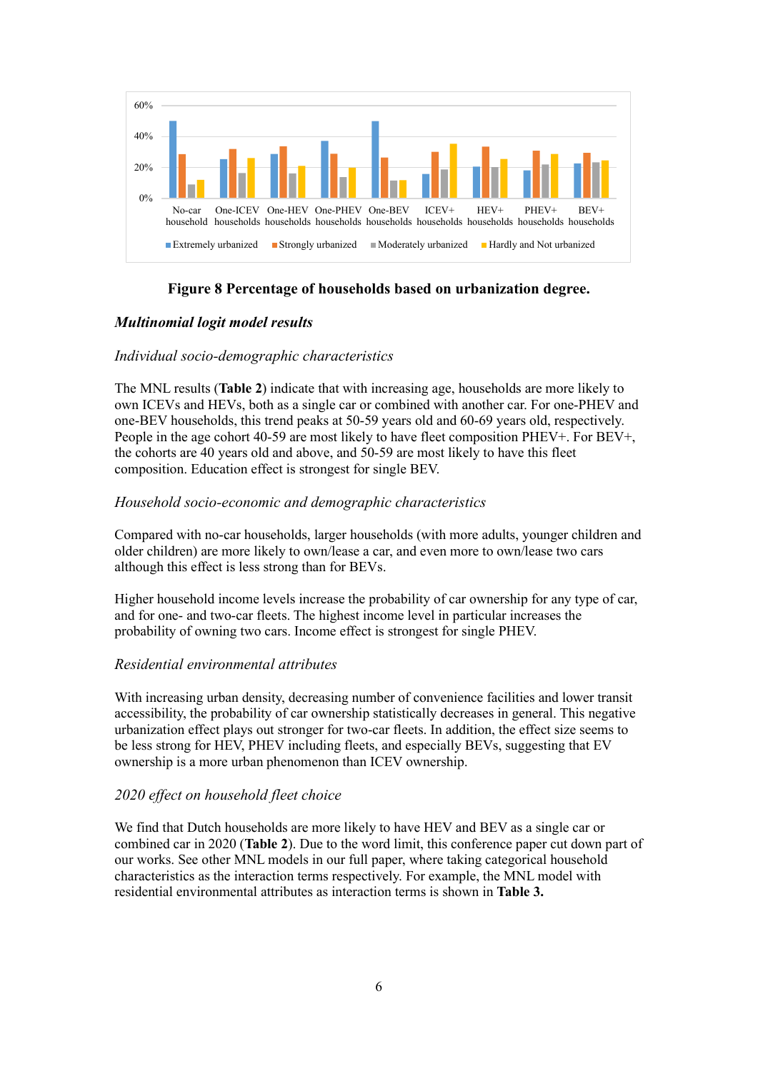**Figure 8 Percentage of households based on urbanization degree.**

### *Multinomial logit model results*

*Individual socio-demographic characteristics*

The MNL results (**Table 2**) indicate that with increasing age, households are more likely to own ICEVs and HEVs, both as a single car or combined with another car. For one-PHEV and one-BEV households, this trend peaks at 50-59 years old and 60-69 years old, respectively. People in the age cohort 40-59 are most likely to have fleet composition PHEV+. For BEV+, the cohorts are 40 years old and above, and 50-59 are most likely to have this fleet composition. Education effect is strongest for single BEV.

*Household socio-economic and demographic characteristics*

Compared with no-car households, larger households (with more adults, younger children and older children) are more likely to own/lease a car, and even more to own/lease two cars although this effect is less strong than for BEVs.

Higher household income levels increase the probability of car ownership for any type of car, and for one- and two-car fleets. The highest income level in particular increases the probability of owning two cars. Income effect is strongest for single PHEV.

*Residential environmental attributes*

With increasing urban density, decreasing number of convenience facilities and lower transit accessibility, the probability of car ownership statistically decreases in general. This negative urbanization effect plays out stronger for two-car fleets. In addition, the effect size seems to be less strong for HEV, PHEV including fleets, and especially BEVs, suggesting that EV ownership is a more urban phenomenon than ICEV ownership.

*2020 effect on household fleet choice*

We find that Dutch households are more likely to have HEV and BEV as a single car or combined car in 2020 (**Table 2**). Due to the word limit, this conference paper cut down part of our works. See other MNL models in our full paper, where taking categorical household characteristics as the interaction terms respectively. For example, the MNL model with residential environmental attributes as interaction terms is shown in **Table 3.**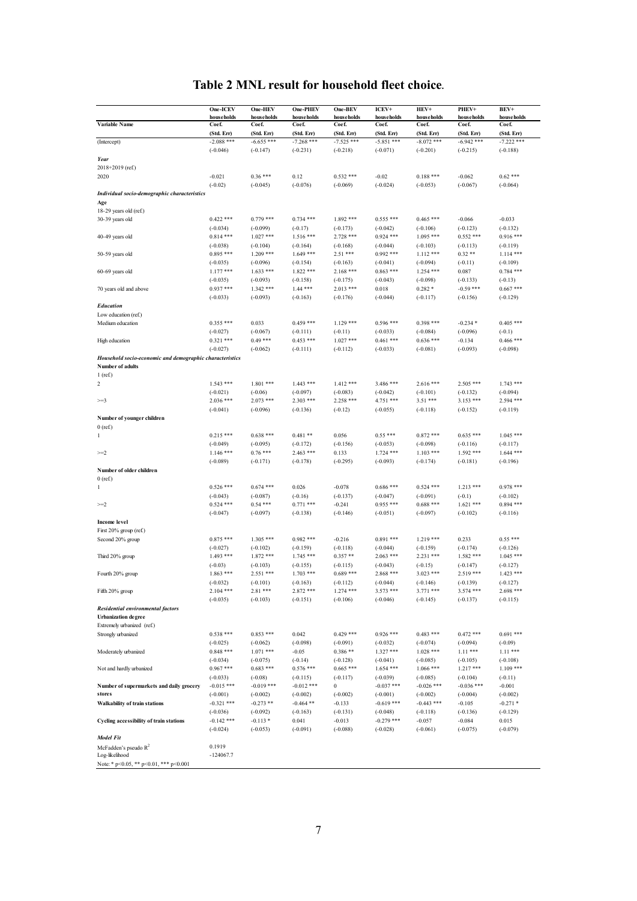# Table 2 MNL result for household fleet choice.

| Variable Name | One-ICEV households Coef. (Std. Err) | One-HEV households Coef. (Std. Err) | One-PHEV households Coef. (Std. Err) | One-BEV households Coef. (Std. Err) | ICEV+ households Coef. (Std. Err) | HEV+ households Coef. (Std. Err) | PHEV+ households Coef. (Std. Err) | BEV+ households Coef. (Std. Err) |
|---|---|---|---|---|---|---|---|---|
| (Intercept) | -2.088 *** | -6.655 *** | -7.268 *** | -7.525 *** | -5.851 *** | -8.072 *** | -6.942 *** | -7.222 *** |
| | (-0.046) | (-0.147) | (-0.231) | (-0.218) | (-0.071) | (-0.201) | (-0.215) | (-0.188) |
| ***Year*** | | | | | | | | |
| 2018+2019 (ref.) | | | | | | | | |
| 2020 | -0.021 | 0.36 *** | 0.12 | 0.532 *** | -0.02 | 0.188 *** | -0.062 | 0.62 *** |
| | (-0.02) | (-0.045) | (-0.076) | (-0.069) | (-0.024) | (-0.053) | (-0.067) | (-0.064) |
| ***Individual socio-demographic characteristics*** | | | | | | | | |
| **Age** | | | | | | | | |
| 18-29 years old (ref.) | | | | | | | | |
| 30-39 years old | 0.422 *** | 0.779 *** | 0.734 *** | 1.892 *** | 0.555 *** | 0.465 *** | -0.066 | -0.033 |
| | (-0.034) | (-0.099) | (-0.17) | (-0.173) | (-0.042) | (-0.106) | (-0.123) | (-0.132) |
| 40-49 years old | 0.814 *** | 1.027 *** | 1.516 *** | 2.728 *** | 0.924 *** | 1.095 *** | 0.552 *** | 0.916 *** |
| | (-0.038) | (-0.104) | (-0.164) | (-0.168) | (-0.044) | (-0.103) | (-0.113) | (-0.119) |
| 50-59 years old | 0.895 *** | 1.209 *** | 1.649 *** | 2.51 *** | 0.992 *** | 1.112 *** | 0.32 ** | 1.114 *** |
| | (-0.035) | (-0.096) | (-0.154) | (-0.163) | (-0.041) | (-0.094) | (-0.11) | (-0.109) |
| 60-69 years old | 1.177 *** | 1.633 *** | 1.822 *** | 2.168 *** | 0.863 *** | 1.254 *** | 0.087 | 0.784 *** |
| | (-0.035) | (-0.093) | (-0.158) | (-0.175) | (-0.043) | (-0.098) | (-0.133) | (-0.13) |
| 70 years old and above | 0.937 *** | 1.342 *** | 1.44 *** | 2.013 *** | 0.018 | 0.282 * | -0.59 *** | 0.667 *** |
| | (-0.033) | (-0.093) | (-0.163) | (-0.176) | (-0.044) | (-0.117) | (-0.156) | (-0.129) |
| ***Education*** | | | | | | | | |
| Low education (ref.) | | | | | | | | |
| Medium education | 0.355 *** | 0.033 | 0.459 *** | 1.129 *** | 0.596 *** | 0.398 *** | -0.234 * | 0.405 *** |
| | (-0.027) | (-0.067) | (-0.111) | (-0.11) | (-0.033) | (-0.084) | (-0.096) | (-0.1) |
| High education | 0.321 *** | 0.49 *** | 0.453 *** | 1.027 *** | 0.461 *** | 0.636 *** | -0.134 | 0.466 *** |
| | (-0.027) | (-0.062) | (-0.111) | (-0.112) | (-0.033) | (-0.081) | (-0.093) | (-0.098) |
| ***Household socio-economic and demographic characteristics*** | | | | | | | | |
| **Number of adults** | | | | | | | | |
| 1 (ref.) | | | | | | | | |
| 2 | 1.543 *** | 1.801 *** | 1.443 *** | 1.412 *** | 3.486 *** | 2.616 *** | 2.505 *** | 1.743 *** |
| | (-0.021) | (-0.06) | (-0.097) | (-0.083) | (-0.042) | (-0.101) | (-0.132) | (-0.094) |
| >=3 | 2.036 *** | 2.073 *** | 2.303 *** | 2.258 *** | 4.751 *** | 3.51 *** | 3.153 *** | 2.594 *** |
| | (-0.041) | (-0.096) | (-0.136) | (-0.12) | (-0.055) | (-0.118) | (-0.152) | (-0.119) |
| **Number of younger children** | | | | | | | | |
| 0 (ref.) | | | | | | | | |
| 1 | 0.215 *** | 0.638 *** | 0.481 ** | 0.056 | 0.55 *** | 0.872 *** | 0.635 *** | 1.045 *** |
| | (-0.049) | (-0.095) | (-0.172) | (-0.156) | (-0.053) | (-0.098) | (-0.116) | (-0.117) |
| >=2 | 1.146 *** | 0.76 *** | 2.463 *** | 0.133 | 1.724 *** | 1.103 *** | 1.592 *** | 1.644 *** |
| | (-0.089) | (-0.171) | (-0.178) | (-0.295) | (-0.093) | (-0.174) | (-0.181) | (-0.196) |
| **Number of older children** | | | | | | | | |
| 0 (ref.) | | | | | | | | |
| 1 | 0.526 *** | 0.674 *** | 0.026 | -0.078 | 0.686 *** | 0.524 *** | 1.213 *** | 0.978 *** |
| | (-0.043) | (-0.087) | (-0.16) | (-0.137) | (-0.047) | (-0.091) | (-0.1) | (-0.102) |
| >=2 | 0.524 *** | 0.54 *** | 0.771 *** | -0.241 | 0.955 *** | 0.688 *** | 1.621 *** | 0.894 *** |
| | (-0.047) | (-0.097) | (-0.138) | (-0.146) | (-0.051) | (-0.097) | (-0.102) | (-0.116) |
| **Income level** | | | | | | | | |
| First 20% group (ref.) | | | | | | | | |
| Second 20% group | 0.875 *** | 1.305 *** | 0.982 *** | -0.216 | 0.891 *** | 1.219 *** | 0.233 | 0.55 *** |
| | (-0.027) | (-0.102) | (-0.159) | (-0.118) | (-0.044) | (-0.159) | (-0.174) | (-0.126) |
| Third 20% group | 1.493 *** | 1.872 *** | 1.745 *** | 0.357 ** | 2.063 *** | 2.231 *** | 1.582 *** | 1.045 *** |
| | (-0.03) | (-0.103) | (-0.155) | (-0.115) | (-0.043) | (-0.15) | (-0.147) | (-0.127) |
| Fourth 20% group | 1.863 *** | 2.551 *** | 1.703 *** | 0.689 *** | 2.868 *** | 3.023 *** | 2.519 *** | 1.423 *** |
| | (-0.032) | (-0.101) | (-0.163) | (-0.112) | (-0.044) | (-0.146) | (-0.139) | (-0.127) |
| Fifth 20% group | 2.104 *** | 2.81 *** | 2.872 *** | 1.274 *** | 3.573 *** | 3.771 *** | 3.574 *** | 2.698 *** |
| | (-0.035) | (-0.103) | (-0.151) | (-0.106) | (-0.046) | (-0.145) | (-0.137) | (-0.115) |
| ***Residential environmental factors*** | | | | | | | | |
| **Urbanization degree** | | | | | | | | |
| Extremely urbanized (ref.) | | | | | | | | |
| Strongly urbanized | 0.538 *** | 0.853 *** | 0.042 | 0.429 *** | 0.926 *** | 0.483 *** | 0.472 *** | 0.691 *** |
| | (-0.025) | (-0.062) | (-0.098) | (-0.091) | (-0.032) | (-0.074) | (-0.094) | (-0.09) |
| Moderately urbanized | 0.848 *** | 1.071 *** | -0.05 | 0.386 ** | 1.327 *** | 1.028 *** | 1.11 *** | 1.11 *** |
| | (-0.034) | (-0.075) | (-0.14) | (-0.128) | (-0.041) | (-0.085) | (-0.105) | (-0.108) |
| Not and hardly urbanized | 0.967 *** | 0.683 *** | 0.576 *** | 0.665 *** | 1.654 *** | 1.066 *** | 1.217 *** | 1.109 *** |
| | (-0.033) | (-0.08) | (-0.115) | (-0.117) | (-0.039) | (-0.085) | (-0.104) | (-0.11) |
| **Number of supermarkets and daily grocery stores** | -0.015 *** | -0.019 *** | -0.012 *** | 0 | -0.037 *** | -0.026 *** | -0.036 *** | -0.001 |
| | (-0.001) | (-0.002) | (-0.002) | (-0.002) | (-0.001) | (-0.002) | (-0.004) | (-0.002) |
| **Walkability of train stations** | -0.321 *** | -0.273 ** | -0.464 ** | -0.133 | -0.619 *** | -0.443 *** | -0.105 | -0.271 * |
| | (-0.036) | (-0.092) | (-0.163) | (-0.131) | (-0.048) | (-0.118) | (-0.136) | (-0.129) |
| **Cycling accessibility of train stations** | -0.142 *** | -0.113 * | 0.041 | -0.013 | -0.279 *** | -0.057 | -0.084 | 0.015 |
| | (-0.024) | (-0.053) | (-0.091) | (-0.088) | (-0.028) | (-0.061) | (-0.075) | (-0.079) |
| ***Model Fit*** | | | | | | | | |
| McFadden's pseudo $R^2$ | 0.1919 | | | | | | | |
| Log-likelihood | -124067.7 | | | | | | | |

Note: * p<0.05, ** p<0.01, *** p<0.001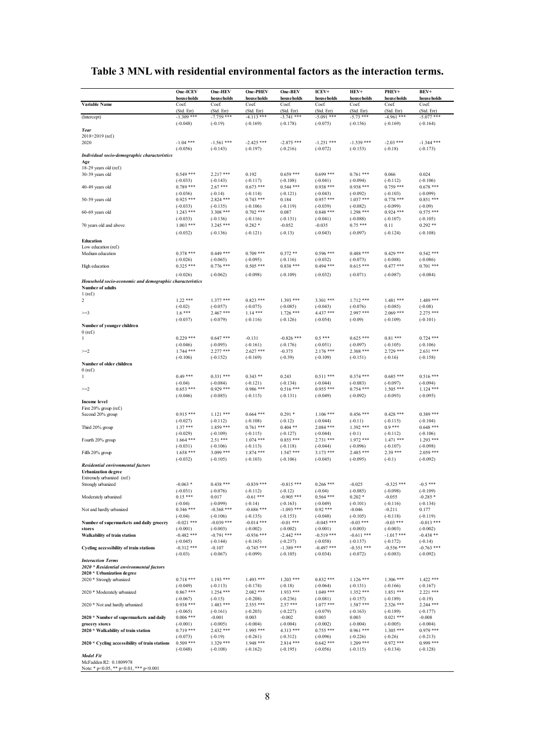# Table 3 MNL with residential environmental factors as the interaction terms.

| Variable Name | One-ICEV households Coef. (Std. Err) | One-HEV households Coef. (Std. Err) | One-PHEV households Coef. (Std. Err) | One-BEV households Coef. (Std. Err) | ICEV+ households Coef. (Std. Err) | HEV+ households Coef. (Std. Err) | PHEV+ households Coef. (Std. Err) | BEV+ households Coef. (Std. Err) |
|---|---|---|---|---|---|---|---|---|
| (Intercept) | -1.309 *** | -7.759 *** | -4.113 *** | -3.741 *** | -5.091 *** | -5.73 *** | -4.961 *** | -5.077 *** |
| | (-0.048) | (-0.19) | (-0.169) | (-0.178) | (-0.075) | (-0.156) | (-0.169) | (-0.164) |
| ***Year*** | | | | | | | | |
| 2018+2019 (ref.) | | | | | | | | |
| 2020 | -1.04 *** | -1.561 *** | -2.425 *** | -2.875 *** | -1.251 *** | -1.539 *** | -2.03 *** | -1.344 *** |
| | (-0.056) | (-0.143) | (-0.197) | (-0.216) | (-0.072) | (-0.153) | (-0.18) | (-0.173) |
| ***Individual socio-demographic characteristics*** | | | | | | | | |
| **Age** | | | | | | | | |
| 18-29 years old (ref.) | | | | | | | | |
| 30-39 years old | 0.549 *** | 2.217 *** | 0.192 | 0.659 *** | 0.699 *** | 0.761 *** | 0.066 | 0.024 |
| | (-0.033) | (-0.143) | (-0.117) | (-0.108) | (-0.041) | (-0.094) | (-0.112) | (-0.106) |
| 40-49 years old | 0.789 *** | 2.67 *** | 0.673 *** | 0.544 *** | 0.938 *** | 0.938 *** | 0.759 *** | 0.678 *** |
| | (-0.036) | (-0.14) | (-0.114) | (-0.121) | (-0.043) | (-0.092) | (-0.103) | (-0.099) |
| 50-59 years old | 0.925 *** | 2.824 *** | 0.743 *** | 0.184 | 0.957 *** | 1.037 *** | 0.778 *** | 0.851 *** |
| | (-0.033) | (-0.135) | (-0.106) | (-0.119) | (-0.039) | (-0.082) | (-0.099) | (-0.09) |
| 60-69 years old | 1.243 *** | 3.308 *** | 0.702 *** | 0.087 | 0.848 *** | 1.298 *** | 0.924 *** | 0.575 *** |
| | (-0.033) | (-0.136) | (-0.116) | (-0.131) | (-0.041) | (-0.088) | (-0.107) | (-0.105) |
| 70 years old and above | 1.003 *** | 3.245 *** | 0.282 * | -0.052 | -0.035 | 0.75 *** | 0.11 | 0.292 ** |
| | (-0.032) | (-0.136) | (-0.121) | (-0.13) | (-0.043) | (-0.097) | (-0.124) | (-0.108) |
| **Education** | | | | | | | | |
| Low education (ref.) | | | | | | | | |
| Medium education | 0.378 *** | 0.449 *** | 0.709 *** | 0.372 ** | 0.596 *** | 0.488 *** | 0.429 *** | 0.542 *** |
| | (-0.026) | (-0.065) | (-0.095) | (-0.116) | (-0.032) | (-0.073) | (-0.088) | (-0.086) |
| High education | 0.325 *** | 0.776 *** | 0.505 *** | 0.838 *** | 0.494 *** | 0.615 *** | 0.477 *** | 0.701 *** |
| | (-0.026) | (-0.062) | (-0.098) | (-0.109) | (-0.032) | (-0.071) | (-0.087) | (-0.084) |
| ***Household socio-economic and demographic characteristics*** | | | | | | | | |
| **Number of adults** | | | | | | | | |
| 1 (ref.) | | | | | | | | |
| 2 | 1.22 *** | 1.377 *** | 0.823 *** | 1.393 *** | 3.301 *** | 1.712 *** | 1.481 *** | 1.489 *** |
| | (-0.02) | (-0.057) | (-0.075) | (-0.085) | (-0.043) | (-0.076) | (-0.085) | (-0.08) |
| >=3 | 1.6 *** | 2.467 *** | 1.14 *** | 1.726 *** | 4.437 *** | 2.997 *** | 2.069 *** | 2.275 *** |
| | (-0.037) | (-0.079) | (-0.116) | (-0.126) | (-0.054) | (-0.09) | (-0.109) | (-0.101) |
| **Number of younger children** | | | | | | | | |
| 0 (ref.) | | | | | | | | |
| 1 | 0.229 *** | 0.647 *** | -0.131 | -0.826 *** | 0.5 *** | 0.625 *** | 0.81 *** | 0.724 *** |
| | (-0.046) | (-0.095) | (-0.161) | (-0.176) | (-0.051) | (-0.097) | (-0.105) | (-0.106) |
| >=2 | 1.744 *** | 2.277 *** | 2.627 *** | -0.375 | 2.176 *** | 2.308 *** | 2.729 *** | 2.631 *** |
| | (-0.106) | (-0.152) | (-0.169) | (-0.39) | (-0.109) | (-0.151) | (-0.16) | (-0.158) |
| **Number of older children** | | | | | | | | |
| 0 (ref.) | | | | | | | | |
| 1 | 0.49 *** | 0.331 *** | 0.343 ** | 0.243 | 0.511 *** | 0.374 *** | 0.685 *** | 0.516 *** |
| | (-0.04) | (-0.084) | (-0.121) | (-0.134) | (-0.044) | (-0.083) | (-0.097) | (-0.094) |
| >=2 | 0.653 *** | 0.929 *** | 0.986 *** | 0.516 *** | 0.955 *** | 0.754 *** | 1.505 *** | 1.124 *** |
| | (-0.046) | (-0.085) | (-0.115) | (-0.131) | (-0.049) | (-0.092) | (-0.093) | (-0.095) |
| **Income level** | | | | | | | | |
| First 20% group (ref.) | | | | | | | | |
| Second 20% group | 0.915 *** | 1.121 *** | 0.664 *** | 0.291 * | 1.106 *** | 0.456 *** | 0.428 *** | 0.389 *** |
| | (-0.027) | (-0.112) | (-0.108) | (-0.12) | (-0.044) | (-0.11) | (-0.115) | (-0.104) |
| Third 20% group | 1.37 *** | 1.859 *** | 0.761 *** | 0.404 ** | 2.084 *** | 1.392 *** | 0.9 *** | 0.648 *** |
| | (-0.029) | (-0.109) | (-0.115) | (-0.127) | (-0.044) | (-0.1) | (-0.112) | (-0.106) |
| Fourth 20% group | 1.664 *** | 2.51 *** | 1.074 *** | 0.855 *** | 2.731 *** | 1.972 *** | 1.471 *** | 1.293 *** |
| | (-0.031) | (-0.106) | (-0.113) | (-0.118) | (-0.044) | (-0.096) | (-0.107) | (-0.098) |
| Fifth 20% group | 1.658 *** | 3.099 *** | 1.874 *** | 1.547 *** | 3.173 *** | 2.485 *** | 2.39 *** | 2.059 *** |
| | (-0.032) | (-0.105) | (-0.103) | (-0.106) | (-0.045) | (-0.095) | (-0.1) | (-0.092) |
| ***Residential environmental factors*** | | | | | | | | |
| **Urbanization degree** | | | | | | | | |
| Extremely urbanized (ref.) | | | | | | | | |
| Strongly urbanized | -0.063 * | 0.438 *** | -0.839 *** | -0.815 *** | 0.266 *** | -0.025 | -0.325 *** | -0.5 *** |
| | (-0.031) | (-0.076) | (-0.112) | (-0.12) | (-0.04) | (-0.085) | (-0.098) | (-0.109) |
| Moderately urbanized | 0.15 *** | 0.017 | -0.61 *** | -0.905 *** | 0.564 *** | 0.202 * | -0.055 | -0.285 * |
| | (-0.04) | (-0.099) | (-0.14) | (-0.163) | (-0.049) | (-0.101) | (-0.116) | (-0.134) |
| Not and hardly urbanized | 0.346 *** | -0.368 *** | -0.686 *** | -1.093 *** | 0.92 *** | -0.046 | -0.211 | 0.177 |
| | (-0.04) | (-0.106) | (-0.135) | (-0.153) | (-0.048) | (-0.105) | (-0.118) | (-0.119) |
| **Number of supermarkets and daily grocery stores** | -0.021 *** | -0.039 *** | -0.014 *** | -0.01 *** | -0.045 *** | -0.03 *** | -0.03 *** | -0.013 *** |
| | (-0.001) | (-0.003) | (-0.002) | (-0.002) | (-0.001) | (-0.003) | (-0.003) | (-0.002) |
| **Walkability of train station** | -0.482 *** | -0.791 *** | -0.936 *** | -2.442 *** | -0.519 *** | -0.611 *** | -1.017 *** | -0.438 ** |
| | (-0.045) | (-0.144) | (-0.165) | (-0.237) | (-0.058) | (-0.137) | (-0.172) | (-0.14) |
| **Cycling accessibility of train stations** | -0.312 *** | -0.107 | -0.745 *** | -1.389 *** | -0.497 *** | -0.351 *** | -0.556 *** | -0.763 *** |
| | (-0.03) | (-0.067) | (-0.099) | (-0.105) | (-0.034) | (-0.072) | (-0.083) | (-0.092) |
| ***Interaction Terms*** | | | | | | | | |
| ***2020 \* Residential environmental factors*** | | | | | | | | |
| **2020 \* Urbanization degree** | | | | | | | | |
| 2020 * Strongly urbanized | 0.718 *** | 1.193 *** | 1.493 *** | 1.203 *** | 0.832 *** | 1.126 *** | 1.306 *** | 1.422 *** |
| | (-0.049) | (-0.113) | (-0.174) | (-0.18) | (-0.064) | (-0.131) | (-0.166) | (-0.167) |
| 2020 * Moderately urbanized | 0.867 *** | 1.254 *** | 2.082 *** | 1.933 *** | 1.049 *** | 1.352 *** | 1.851 *** | 2.221 *** |
| | (-0.067) | (-0.15) | (-0.208) | (-0.236) | (-0.081) | (-0.157) | (-0.189) | (-0.19) |
| 2020 * Not and hardly urbanized | 0.938 *** | 1.483 *** | 2.555 *** | 2.57 *** | 1.077 *** | 1.587 *** | 2.326 *** | 2.244 *** |
| | (-0.065) | (-0.161) | (-0.203) | (-0.227) | (-0.079) | (-0.163) | (-0.189) | (-0.177) |
| **2020 \* Number of supermarkets and daily grocery stores** | 0.006 *** | -0.001 | 0.003 | -0.002 | 0.003 | 0.003 | 0.021 *** | -0.008 |
| | (-0.001) | (-0.005) | (-0.004) | (-0.004) | (-0.002) | (-0.004) | (-0.005) | (-0.004) |
| **2020 \* Walkability of train station** | 0.719 *** | 2.432 *** | 1.995 *** | 4.313 *** | 0.755 *** | 0.961 *** | 1.305 *** | 0.979 *** |
| | (-0.073) | (-0.19) | (-0.261) | (-0.312) | (-0.096) | (-0.226) | (-0.26) | (-0.213) |
| **2020 \* Cycling accessibility of train stations** | 0.509 *** | 1.329 *** | 1.948 *** | 2.814 *** | 0.642 *** | 1.209 *** | 0.972 *** | 0.999 *** |
| | (-0.048) | (-0.108) | (-0.162) | (-0.195) | (-0.056) | (-0.115) | (-0.134) | (-0.128) |
| ***Model Fit*** | | | | | | | | |
| McFadden R2: 0.1809978 | | | | | | | | |

Note: * p<0.05, ** p<0.01, *** p<0.001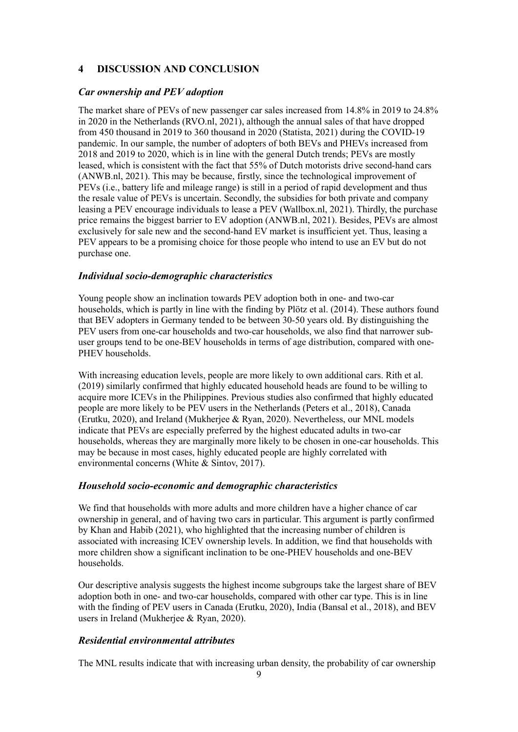## 4 DISCUSSION AND CONCLUSION

### *Car ownership and PEV adoption*

The market share of PEVs of new passenger car sales increased from 14.8% in 2019 to 24.8% in 2020 in the Netherlands (RVO.nl, 2021), although the annual sales of that have dropped from 450 thousand in 2019 to 360 thousand in 2020 (Statista, 2021) during the COVID-19 pandemic. In our sample, the number of adopters of both BEVs and PHEVs increased from 2018 and 2019 to 2020, which is in line with the general Dutch trends; PEVs are mostly leased, which is consistent with the fact that 55% of Dutch motorists drive second-hand cars (ANWB.nl, 2021). This may be because, firstly, since the technological improvement of PEVs (i.e., battery life and mileage range) is still in a period of rapid development and thus the resale value of PEVs is uncertain. Secondly, the subsidies for both private and company leasing a PEV encourage individuals to lease a PEV (Wallbox.nl, 2021). Thirdly, the purchase price remains the biggest barrier to EV adoption (ANWB.nl, 2021). Besides, PEVs are almost exclusively for sale new and the second-hand EV market is insufficient yet. Thus, leasing a PEV appears to be a promising choice for those people who intend to use an EV but do not purchase one.

### *Individual socio-demographic characteristics*

Young people show an inclination towards PEV adoption both in one- and two-car households, which is partly in line with the finding by Plötz et al. (2014). These authors found that BEV adopters in Germany tended to be between 30-50 years old. By distinguishing the PEV users from one-car households and two-car households, we also find that narrower sub-user groups tend to be one-BEV households in terms of age distribution, compared with one-PHEV households.

With increasing education levels, people are more likely to own additional cars. Rith et al. (2019) similarly confirmed that highly educated household heads are found to be willing to acquire more ICEVs in the Philippines. Previous studies also confirmed that highly educated people are more likely to be PEV users in the Netherlands (Peters et al., 2018), Canada (Erutku, 2020), and Ireland (Mukherjee & Ryan, 2020). Nevertheless, our MNL models indicate that PEVs are especially preferred by the highest educated adults in two-car households, whereas they are marginally more likely to be chosen in one-car households. This may be because in most cases, highly educated people are highly correlated with environmental concerns (White & Sintov, 2017).

### *Household socio-economic and demographic characteristics*

We find that households with more adults and more children have a higher chance of car ownership in general, and of having two cars in particular. This argument is partly confirmed by Khan and Habib (2021), who highlighted that the increasing number of children is associated with increasing ICEV ownership levels. In addition, we find that households with more children show a significant inclination to be one-PHEV households and one-BEV households.

Our descriptive analysis suggests the highest income subgroups take the largest share of BEV adoption both in one- and two-car households, compared with other car type. This is in line with the finding of PEV users in Canada (Erutku, 2020), India (Bansal et al., 2018), and BEV users in Ireland (Mukherjee & Ryan, 2020).

### *Residential environmental attributes*

The MNL results indicate that with increasing urban density, the probability of car ownership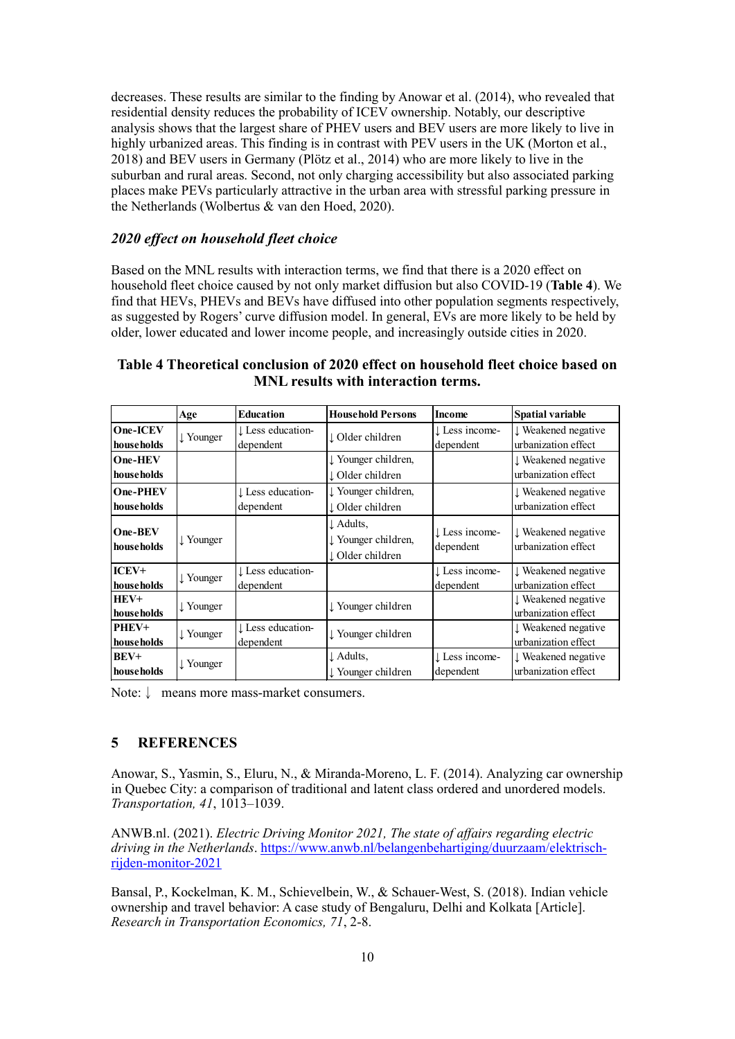decreases. These results are similar to the finding by Anowar et al. (2014), who revealed that residential density reduces the probability of ICEV ownership. Notably, our descriptive analysis shows that the largest share of PHEV users and BEV users are more likely to live in highly urbanized areas. This finding is in contrast with PEV users in the UK (Morton et al., 2018) and BEV users in Germany (Plötz et al., 2014) who are more likely to live in the suburban and rural areas. Second, not only charging accessibility but also associated parking places make PEVs particularly attractive in the urban area with stressful parking pressure in the Netherlands (Wolbertus & van den Hoed, 2020).

### *2020 effect on household fleet choice*

Based on the MNL results with interaction terms, we find that there is a 2020 effect on household fleet choice caused by not only market diffusion but also COVID-19 (**Table 4**). We find that HEVs, PHEVs and BEVs have diffused into other population segments respectively, as suggested by Rogers' curve diffusion model. In general, EVs are more likely to be held by older, lower educated and lower income people, and increasingly outside cities in 2020.

**Table 4 Theoretical conclusion of 2020 effect on household fleet choice based on MNL results with interaction terms.**

| | Age | Education | Household Persons | Income | Spatial variable |
|---|---|---|---|---|---|
| **One-ICEV households** | ↓ Younger | ↓ Less education-dependent | ↓ Older children | ↓ Less income-dependent | ↓ Weakened negative urbanization effect |
| **One-HEV households** | | | ↓ Younger children, ↓ Older children | | ↓ Weakened negative urbanization effect |
| **One-PHEV households** | | ↓ Less education-dependent | ↓ Younger children, ↓ Older children | | ↓ Weakened negative urbanization effect |
| **One-BEV households** | ↓ Younger | | ↓ Adults, ↓ Younger children, ↓ Older children | ↓ Less income-dependent | ↓ Weakened negative urbanization effect |
| **ICEV+ households** | ↓ Younger | ↓ Less education-dependent | | ↓ Less income-dependent | ↓ Weakened negative urbanization effect |
| **HEV+ households** | ↓ Younger | | ↓ Younger children | | ↓ Weakened negative urbanization effect |
| **PHEV+ households** | ↓ Younger | ↓ Less education-dependent | ↓ Younger children | | ↓ Weakened negative urbanization effect |
| **BEV+ households** | ↓ Younger | | ↓ Adults, ↓ Younger children | ↓ Less income-dependent | ↓ Weakened negative urbanization effect |

Note: ↓ means more mass-market consumers.

## 5 REFERENCES

Anowar, S., Yasmin, S., Eluru, N., & Miranda-Moreno, L. F. (2014). Analyzing car ownership in Quebec City: a comparison of traditional and latent class ordered and unordered models. *Transportation, 41*, 1013–1039.

ANWB.nl. (2021). *Electric Driving Monitor 2021, The state of affairs regarding electric driving in the Netherlands*. https://www.anwb.nl/belangenbehartiging/duurzaam/elektrisch-rijden-monitor-2021

Bansal, P., Kockelman, K. M., Schievelbein, W., & Schauer-West, S. (2018). Indian vehicle ownership and travel behavior: A case study of Bengaluru, Delhi and Kolkata [Article]. *Research in Transportation Economics, 71*, 2-8.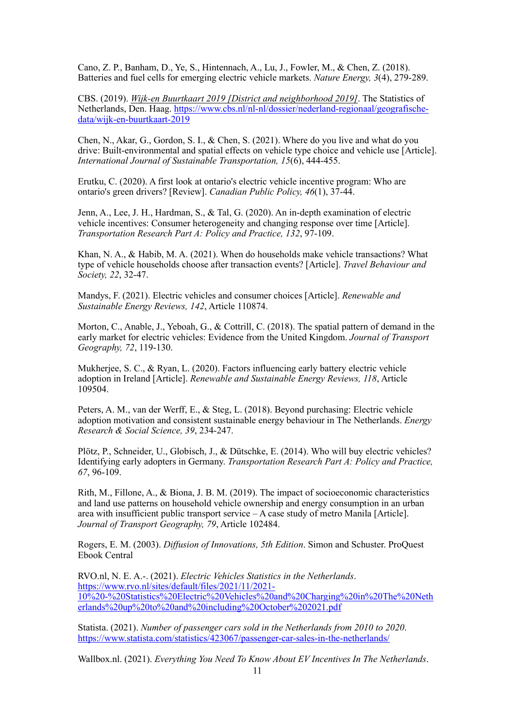Cano, Z. P., Banham, D., Ye, S., Hintennach, A., Lu, J., Fowler, M., & Chen, Z. (2018). Batteries and fuel cells for emerging electric vehicle markets. *Nature Energy, 3*(4), 279-289.

CBS. (2019). *Wijk-en Buurtkaart 2019 [District and neighborhood 2019]*. The Statistics of Netherlands, Den. Haag. https://www.cbs.nl/nl-nl/dossier/nederland-regionaal/geografische-data/wijk-en-buurtkaart-2019

Chen, N., Akar, G., Gordon, S. I., & Chen, S. (2021). Where do you live and what do you drive: Built-environmental and spatial effects on vehicle type choice and vehicle use [Article]. *International Journal of Sustainable Transportation, 15*(6), 444-455.

Erutku, C. (2020). A first look at ontario's electric vehicle incentive program: Who are ontario's green drivers? [Review]. *Canadian Public Policy, 46*(1), 37-44.

Jenn, A., Lee, J. H., Hardman, S., & Tal, G. (2020). An in-depth examination of electric vehicle incentives: Consumer heterogeneity and changing response over time [Article]. *Transportation Research Part A: Policy and Practice, 132*, 97-109.

Khan, N. A., & Habib, M. A. (2021). When do households make vehicle transactions? What type of vehicle households choose after transaction events? [Article]. *Travel Behaviour and Society, 22*, 32-47.

Mandys, F. (2021). Electric vehicles and consumer choices [Article]. *Renewable and Sustainable Energy Reviews, 142*, Article 110874.

Morton, C., Anable, J., Yeboah, G., & Cottrill, C. (2018). The spatial pattern of demand in the early market for electric vehicles: Evidence from the United Kingdom. *Journal of Transport Geography, 72*, 119-130.

Mukherjee, S. C., & Ryan, L. (2020). Factors influencing early battery electric vehicle adoption in Ireland [Article]. *Renewable and Sustainable Energy Reviews, 118*, Article 109504.

Peters, A. M., van der Werff, E., & Steg, L. (2018). Beyond purchasing: Electric vehicle adoption motivation and consistent sustainable energy behaviour in The Netherlands. *Energy Research & Social Science, 39*, 234-247.

Plötz, P., Schneider, U., Globisch, J., & Dütschke, E. (2014). Who will buy electric vehicles? Identifying early adopters in Germany. *Transportation Research Part A: Policy and Practice, 67*, 96-109.

Rith, M., Fillone, A., & Biona, J. B. M. (2019). The impact of socioeconomic characteristics and land use patterns on household vehicle ownership and energy consumption in an urban area with insufficient public transport service – A case study of metro Manila [Article]. *Journal of Transport Geography, 79*, Article 102484.

Rogers, E. M. (2003). *Diffusion of Innovations, 5th Edition*. Simon and Schuster. ProQuest Ebook Central

RVO.nl, N. E. A.-. (2021). *Electric Vehicles Statistics in the Netherlands*. https://www.rvo.nl/sites/default/files/2021/11/2021-10%20-%20Statistics%20Electric%20Vehicles%20and%20Charging%20in%20The%20Netherlands%20up%20to%20and%20including%20October%202021.pdf

Statista. (2021). *Number of passenger cars sold in the Netherlands from 2010 to 2020*. https://www.statista.com/statistics/423067/passenger-car-sales-in-the-netherlands/

Wallbox.nl. (2021). *Everything You Need To Know About EV Incentives In The Netherlands*.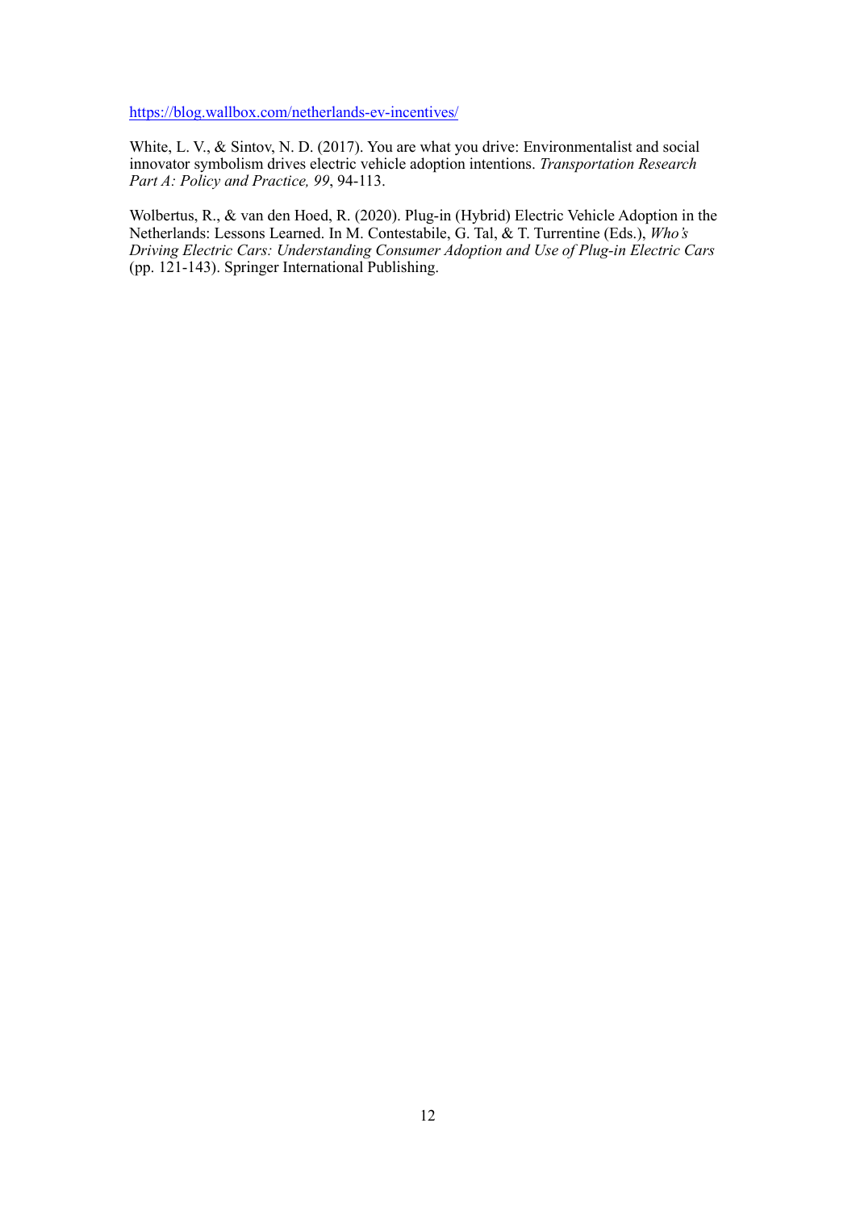https://blog.wallbox.com/netherlands-ev-incentives/

White, L. V., & Sintov, N. D. (2017). You are what you drive: Environmentalist and social innovator symbolism drives electric vehicle adoption intentions. *Transportation Research Part A: Policy and Practice, 99*, 94-113.

Wolbertus, R., & van den Hoed, R. (2020). Plug-in (Hybrid) Electric Vehicle Adoption in the Netherlands: Lessons Learned. In M. Contestabile, G. Tal, & T. Turrentine (Eds.), *Who's Driving Electric Cars: Understanding Consumer Adoption and Use of Plug-in Electric Cars* (pp. 121-143). Springer International Publishing.